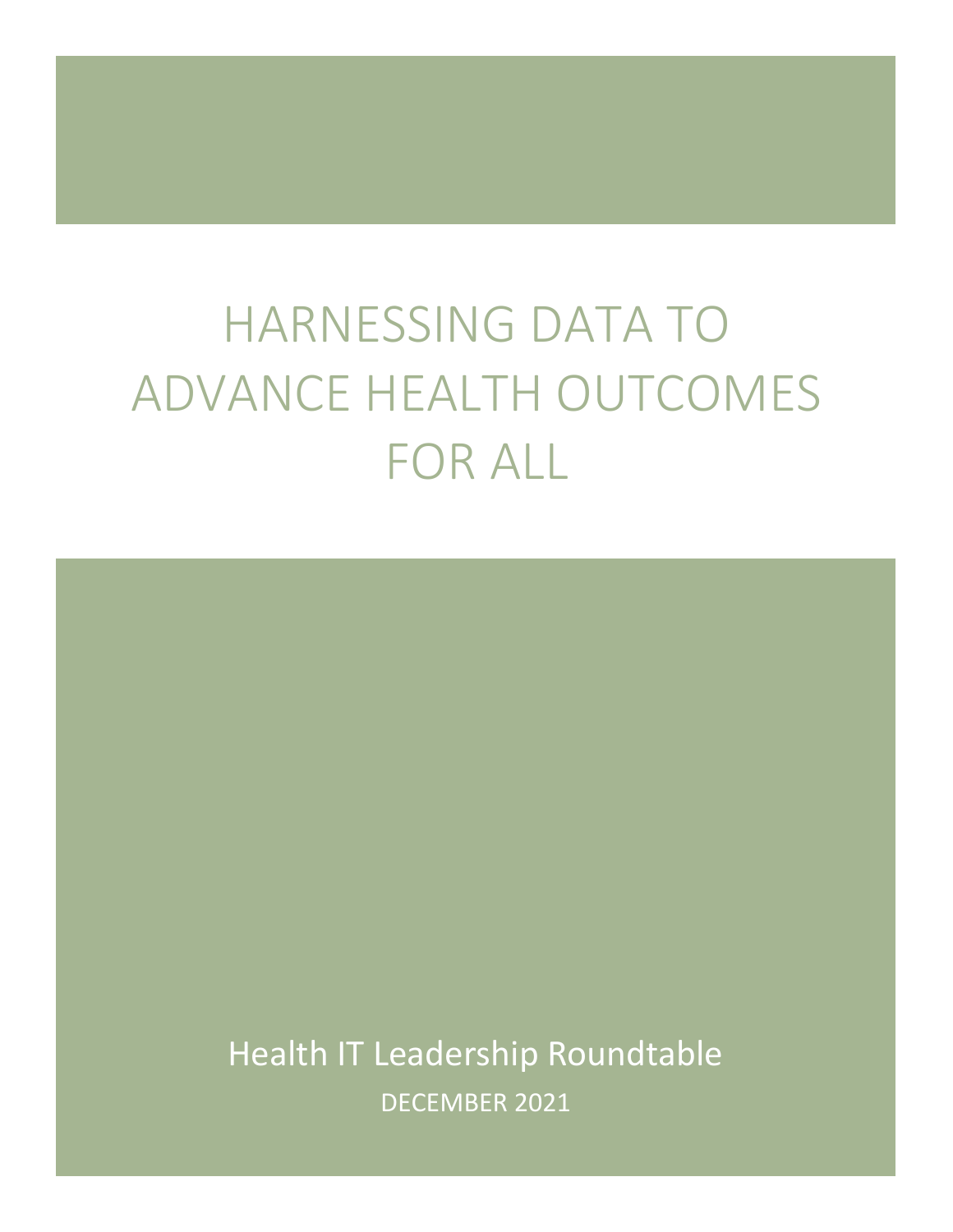# HARNESSING DATA TO ADVANCE HEALTH OUTCOMES FOR ALL

Health IT Leadership Roundtable

DECEMBER 2021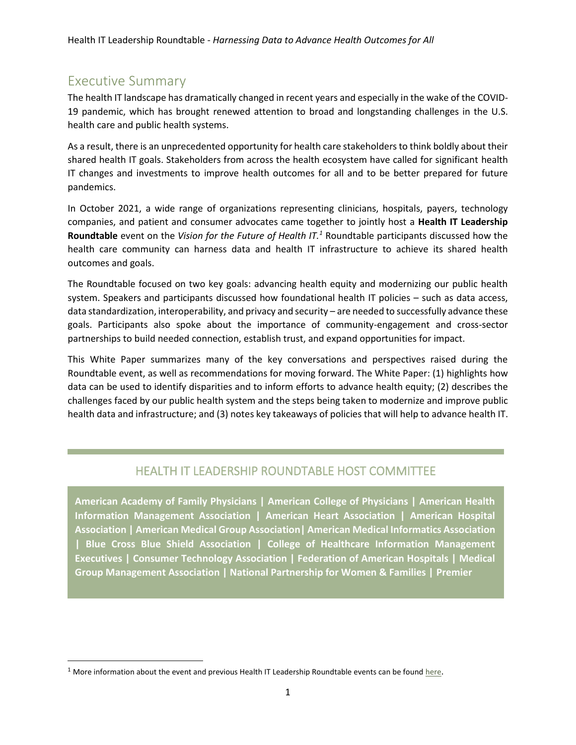# Executive Summary

The health IT landscape has dramatically changed in recent years and especially in the wake of the COVID-19 pandemic, which has brought renewed attention to broad and longstanding challenges in the U.S. health care and public health systems.

As a result, there is an unprecedented opportunity for health care stakeholders to think boldly about their shared health IT goals. Stakeholders from across the health ecosystem have called for significant health IT changes and investments to improve health outcomes for all and to be better prepared for future pandemics.

In October 2021, a wide range of organizations representing clinicians, hospitals, payers, technology companies, and patient and consumer advocates came together to jointly host a **Health IT Leadership Roundtable** event on the *Vision for the Future of Health IT.*[1] Roundtable participants discussed how the health care community can harness data and health IT infrastructure to achieve its shared health outcomes and goals.

The Roundtable focused on two key goals: advancing health equity and modernizing our public health system. Speakers and participants discussed how foundational health IT policies – such as data access, data standardization, interoperability, and privacy and security – are needed to successfully advance these goals. Participants also spoke about the importance of community-engagement and cross-sector partnerships to build needed connection, establish trust, and expand opportunities for impact.

This White Paper summarizes many of the key conversations and perspectives raised during the Roundtable event, as well as recommendations for moving forward. The White Paper: (1) highlights how data can be used to identify disparities and to inform efforts to advance health equity; (2) describes the challenges faced by our public health system and the steps being taken to modernize and improve public health data and infrastructure; and (3) notes key takeaways of policies that will help to advance health IT.

## HEALTH IT LEADERSHIP ROUNDTABLE HOST COMMITTEE

**American Academy of Family Physicians | American College of Physicians | American Health Information Management Association | American Heart Association | American Hospital Association | American Medical Group Association| American Medical Informatics Association | Blue Cross Blue Shield Association | College of Healthcare Information Management Executives | Consumer Technology Association | Federation of American Hospitals | Medical Group Management Association | National Partnership for Women & Families | Premier**

[1] More information about the event and previous Health IT Leadership Roundtable events can be found here.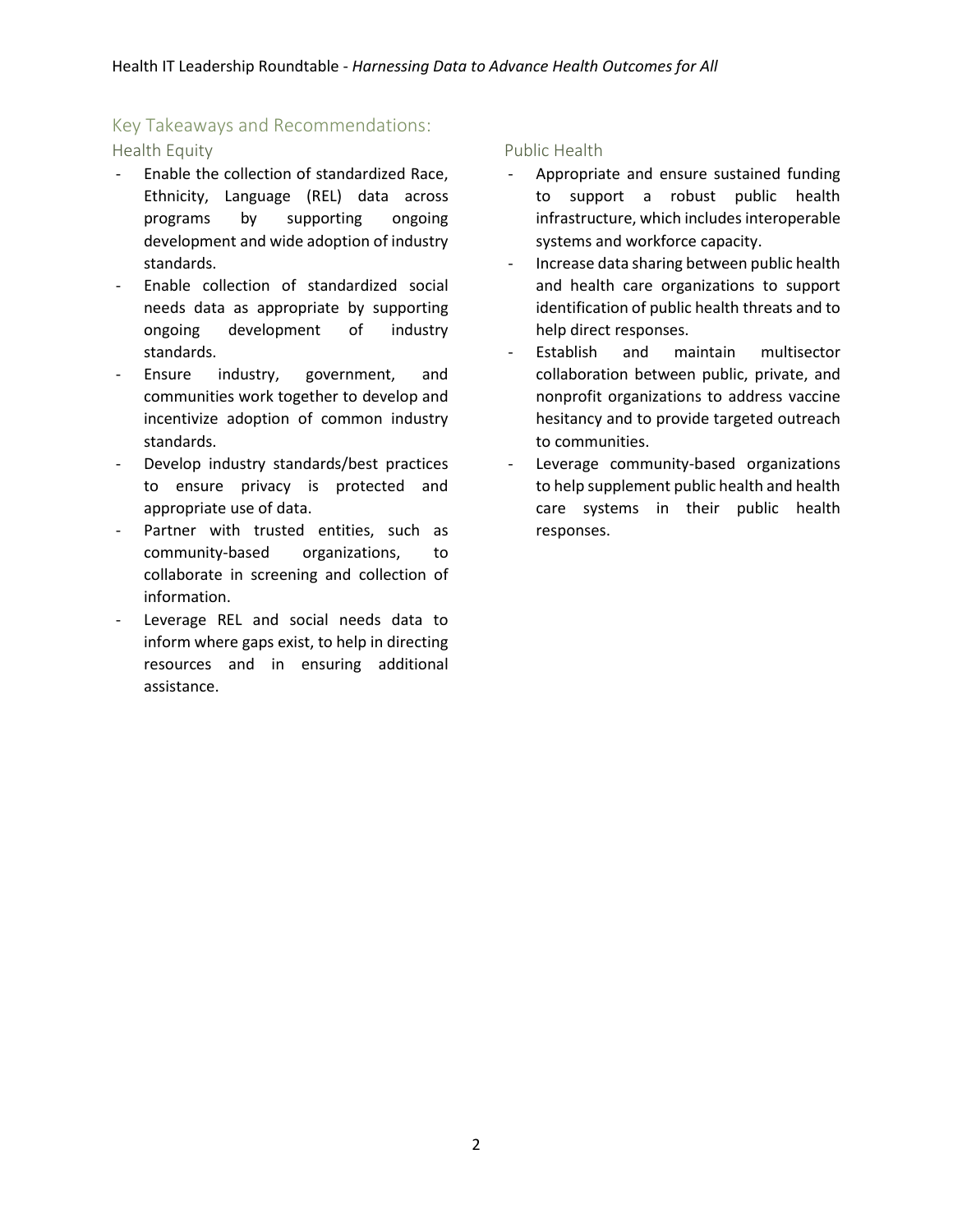## Key Takeaways and Recommendations:

### Health Equity

- Enable the collection of standardized Race, Ethnicity, Language (REL) data across programs by supporting ongoing development and wide adoption of industry standards.
- Enable collection of standardized social needs data as appropriate by supporting ongoing development of industry standards.
- Ensure industry, government, and communities work together to develop and incentivize adoption of common industry standards.
- Develop industry standards/best practices to ensure privacy is protected and appropriate use of data.
- Partner with trusted entities, such as community-based organizations, to collaborate in screening and collection of information.
- Leverage REL and social needs data to inform where gaps exist, to help in directing resources and in ensuring additional assistance.

### Public Health

- Appropriate and ensure sustained funding to support a robust public health infrastructure, which includes interoperable systems and workforce capacity.
- Increase data sharing between public health and health care organizations to support identification of public health threats and to help direct responses.
- Establish and maintain multisector collaboration between public, private, and nonprofit organizations to address vaccine hesitancy and to provide targeted outreach to communities.
- Leverage community-based organizations to help supplement public health and health care systems in their public health responses.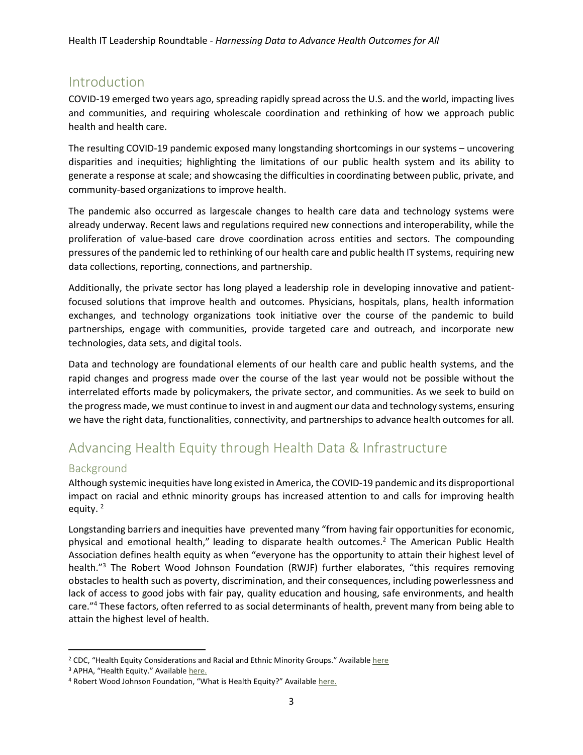## Introduction

COVID-19 emerged two years ago, spreading rapidly spread across the U.S. and the world, impacting lives and communities, and requiring wholescale coordination and rethinking of how we approach public health and health care.

The resulting COVID-19 pandemic exposed many longstanding shortcomings in our systems – uncovering disparities and inequities; highlighting the limitations of our public health system and its ability to generate a response at scale; and showcasing the difficulties in coordinating between public, private, and community-based organizations to improve health.

The pandemic also occurred as largescale changes to health care data and technology systems were already underway. Recent laws and regulations required new connections and interoperability, while the proliferation of value-based care drove coordination across entities and sectors. The compounding pressures of the pandemic led to rethinking of our health care and public health IT systems, requiring new data collections, reporting, connections, and partnership.

Additionally, the private sector has long played a leadership role in developing innovative and patient-focused solutions that improve health and outcomes. Physicians, hospitals, plans, health information exchanges, and technology organizations took initiative over the course of the pandemic to build partnerships, engage with communities, provide targeted care and outreach, and incorporate new technologies, data sets, and digital tools.

Data and technology are foundational elements of our health care and public health systems, and the rapid changes and progress made over the course of the last year would not be possible without the interrelated efforts made by policymakers, the private sector, and communities. As we seek to build on the progress made, we must continue to invest in and augment our data and technology systems, ensuring we have the right data, functionalities, connectivity, and partnerships to advance health outcomes for all.

## Advancing Health Equity through Health Data & Infrastructure

### Background

Although systemic inequities have long existed in America, the COVID-19 pandemic and its disproportional impact on racial and ethnic minority groups has increased attention to and calls for improving health equity. [2]

Longstanding barriers and inequities have prevented many "from having fair opportunities for economic, physical and emotional health," leading to disparate health outcomes.[2] The American Public Health Association defines health equity as when "everyone has the opportunity to attain their highest level of health."[3] The Robert Wood Johnson Foundation (RWJF) further elaborates, "this requires removing obstacles to health such as poverty, discrimination, and their consequences, including powerlessness and lack of access to good jobs with fair pay, quality education and housing, safe environments, and health care."[4] These factors, often referred to as social determinants of health, prevent many from being able to attain the highest level of health.

---

[2] CDC, "Health Equity Considerations and Racial and Ethnic Minority Groups." Available here

[3] APHA, "Health Equity." Available here.

[4] Robert Wood Johnson Foundation, "What is Health Equity?" Available here.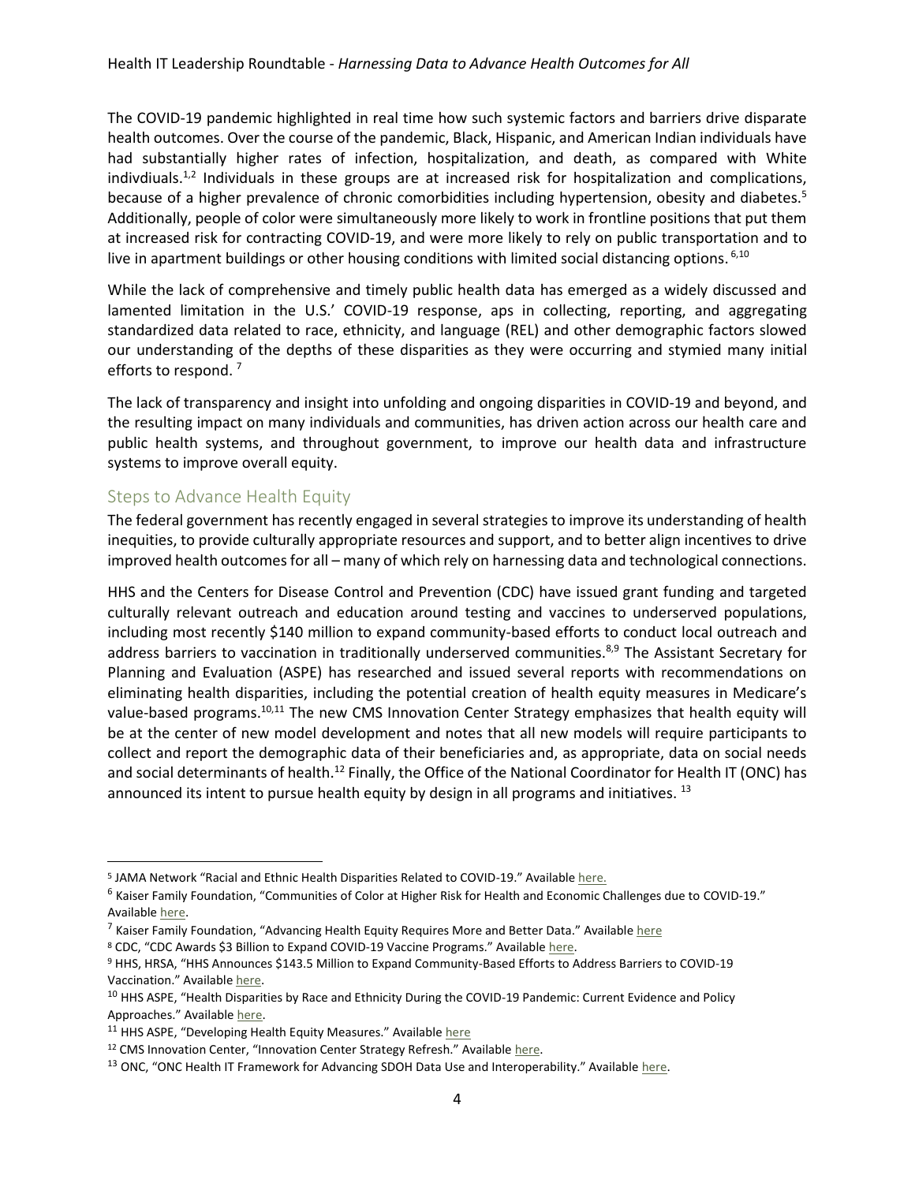The COVID-19 pandemic highlighted in real time how such systemic factors and barriers drive disparate health outcomes. Over the course of the pandemic, Black, Hispanic, and American Indian individuals have had substantially higher rates of infection, hospitalization, and death, as compared with White indivdiuals.[1,2] Individuals in these groups are at increased risk for hospitalization and complications, because of a higher prevalence of chronic comorbidities including hypertension, obesity and diabetes.[5] Additionally, people of color were simultaneously more likely to work in frontline positions that put them at increased risk for contracting COVID-19, and were more likely to rely on public transportation and to live in apartment buildings or other housing conditions with limited social distancing options.[6,10]

While the lack of comprehensive and timely public health data has emerged as a widely discussed and lamented limitation in the U.S.' COVID-19 response, aps in collecting, reporting, and aggregating standardized data related to race, ethnicity, and language (REL) and other demographic factors slowed our understanding of the depths of these disparities as they were occurring and stymied many initial efforts to respond.[7]

The lack of transparency and insight into unfolding and ongoing disparities in COVID-19 and beyond, and the resulting impact on many individuals and communities, has driven action across our health care and public health systems, and throughout government, to improve our health data and infrastructure systems to improve overall equity.

## Steps to Advance Health Equity

The federal government has recently engaged in several strategies to improve its understanding of health inequities, to provide culturally appropriate resources and support, and to better align incentives to drive improved health outcomes for all – many of which rely on harnessing data and technological connections.

HHS and the Centers for Disease Control and Prevention (CDC) have issued grant funding and targeted culturally relevant outreach and education around testing and vaccines to underserved populations, including most recently $140 million to expand community-based efforts to conduct local outreach and address barriers to vaccination in traditionally underserved communities.[8,9] The Assistant Secretary for Planning and Evaluation (ASPE) has researched and issued several reports with recommendations on eliminating health disparities, including the potential creation of health equity measures in Medicare's value-based programs.[10,11] The new CMS Innovation Center Strategy emphasizes that health equity will be at the center of new model development and notes that all new models will require participants to collect and report the demographic data of their beneficiaries and, as appropriate, data on social needs and social determinants of health.[12] Finally, the Office of the National Coordinator for Health IT (ONC) has announced its intent to pursue health equity by design in all programs and initiatives.[13]

---

[5] JAMA Network "Racial and Ethnic Health Disparities Related to COVID-19." Available here.

[6] Kaiser Family Foundation, "Communities of Color at Higher Risk for Health and Economic Challenges due to COVID-19." Available here.

[7] Kaiser Family Foundation, "Advancing Health Equity Requires More and Better Data." Available here

[8] CDC, "CDC Awards $3 Billion to Expand COVID-19 Vaccine Programs." Available here.

[9] HHS, HRSA, "HHS Announces $143.5 Million to Expand Community-Based Efforts to Address Barriers to COVID-19 Vaccination." Available here.

[10] HHS ASPE, "Health Disparities by Race and Ethnicity During the COVID-19 Pandemic: Current Evidence and Policy Approaches." Available here.

[11] HHS ASPE, "Developing Health Equity Measures." Available here

[12] CMS Innovation Center, "Innovation Center Strategy Refresh." Available here.

[13] ONC, "ONC Health IT Framework for Advancing SDOH Data Use and Interoperability." Available here.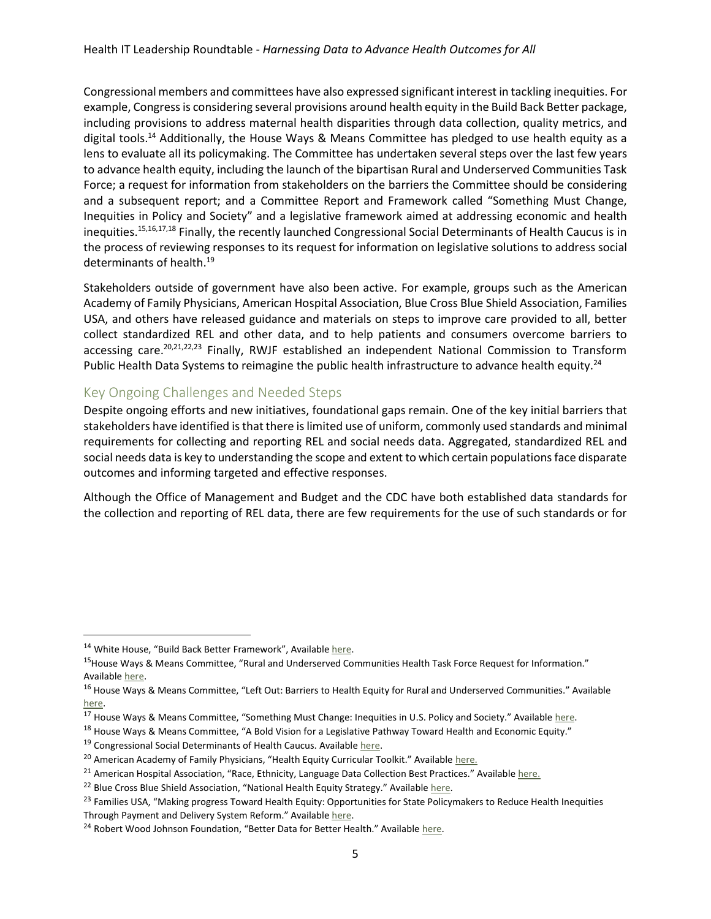Congressional members and committees have also expressed significant interest in tackling inequities. For example, Congress is considering several provisions around health equity in the Build Back Better package, including provisions to address maternal health disparities through data collection, quality metrics, and digital tools.[14] Additionally, the House Ways & Means Committee has pledged to use health equity as a lens to evaluate all its policymaking. The Committee has undertaken several steps over the last few years to advance health equity, including the launch of the bipartisan Rural and Underserved Communities Task Force; a request for information from stakeholders on the barriers the Committee should be considering and a subsequent report; and a Committee Report and Framework called "Something Must Change, Inequities in Policy and Society" and a legislative framework aimed at addressing economic and health inequities.[15,16,17,18] Finally, the recently launched Congressional Social Determinants of Health Caucus is in the process of reviewing responses to its request for information on legislative solutions to address social determinants of health.[19]

Stakeholders outside of government have also been active. For example, groups such as the American Academy of Family Physicians, American Hospital Association, Blue Cross Blue Shield Association, Families USA, and others have released guidance and materials on steps to improve care provided to all, better collect standardized REL and other data, and to help patients and consumers overcome barriers to accessing care.[20,21,22,23] Finally, RWJF established an independent National Commission to Transform Public Health Data Systems to reimagine the public health infrastructure to advance health equity.[24]

## Key Ongoing Challenges and Needed Steps

Despite ongoing efforts and new initiatives, foundational gaps remain. One of the key initial barriers that stakeholders have identified is that there is limited use of uniform, commonly used standards and minimal requirements for collecting and reporting REL and social needs data. Aggregated, standardized REL and social needs data is key to understanding the scope and extent to which certain populations face disparate outcomes and informing targeted and effective responses.

Although the Office of Management and Budget and the CDC have both established data standards for the collection and reporting of REL data, there are few requirements for the use of such standards or for

---

[14] White House, "Build Back Better Framework", Available here.

[15] House Ways & Means Committee, "Rural and Underserved Communities Health Task Force Request for Information." Available here.

[16] House Ways & Means Committee, "Left Out: Barriers to Health Equity for Rural and Underserved Communities." Available here.

[17] House Ways & Means Committee, "Something Must Change: Inequities in U.S. Policy and Society." Available here.

[18] House Ways & Means Committee, "A Bold Vision for a Legislative Pathway Toward Health and Economic Equity."

[19] Congressional Social Determinants of Health Caucus. Available here.

[20] American Academy of Family Physicians, "Health Equity Curricular Toolkit." Available here.

[21] American Hospital Association, "Race, Ethnicity, Language Data Collection Best Practices." Available here.

[22] Blue Cross Blue Shield Association, "National Health Equity Strategy." Available here.

[23] Families USA, "Making progress Toward Health Equity: Opportunities for State Policymakers to Reduce Health Inequities Through Payment and Delivery System Reform." Available here.

[24] Robert Wood Johnson Foundation, "Better Data for Better Health." Available here.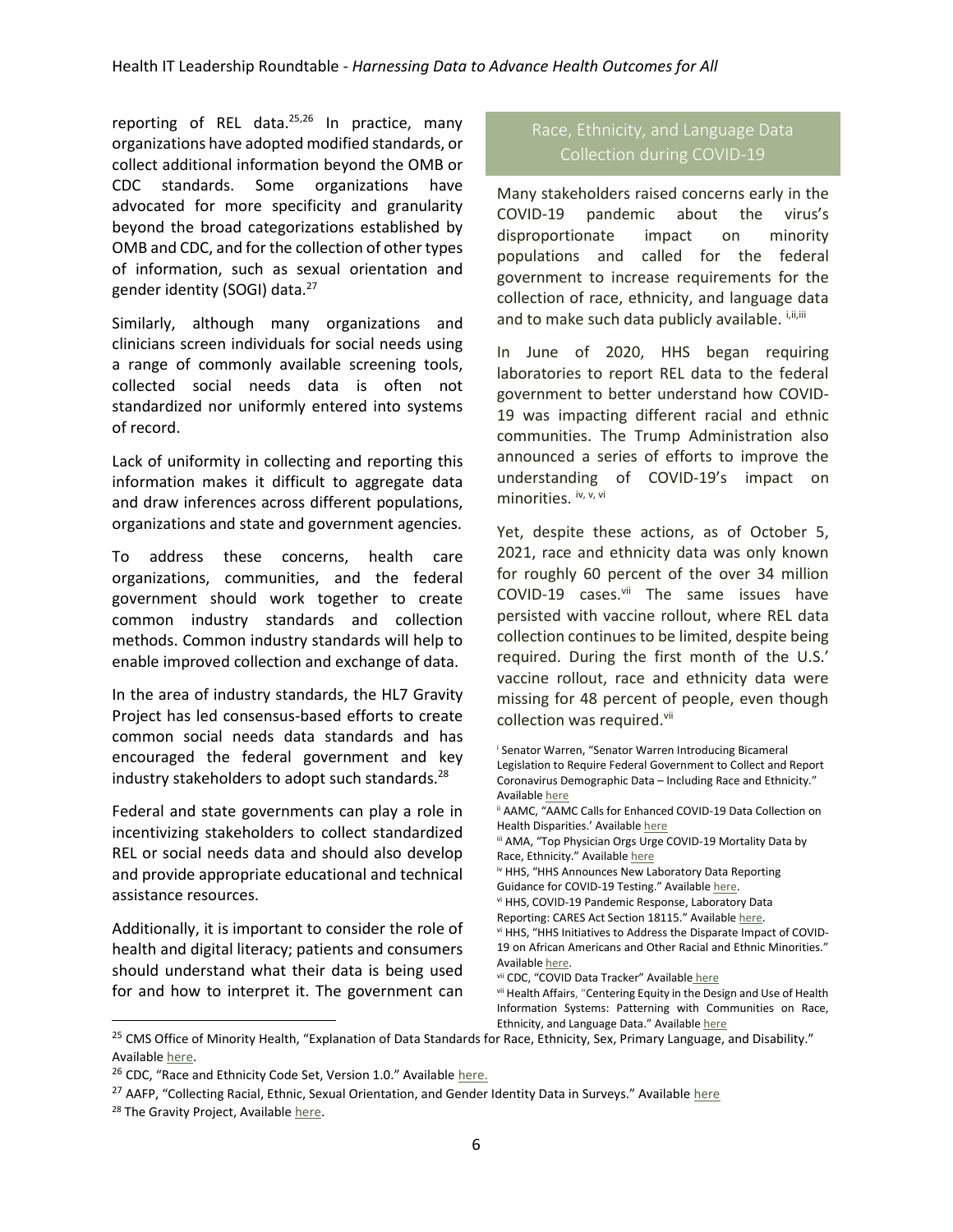reporting of REL data.[25,26] In practice, many organizations have adopted modified standards, or collect additional information beyond the OMB or CDC standards. Some organizations have advocated for more specificity and granularity beyond the broad categorizations established by OMB and CDC, and for the collection of other types of information, such as sexual orientation and gender identity (SOGI) data.[27]

Similarly, although many organizations and clinicians screen individuals for social needs using a range of commonly available screening tools, collected social needs data is often not standardized nor uniformly entered into systems of record.

Lack of uniformity in collecting and reporting this information makes it difficult to aggregate data and draw inferences across different populations, organizations and state and government agencies.

To address these concerns, health care organizations, communities, and the federal government should work together to create common industry standards and collection methods. Common industry standards will help to enable improved collection and exchange of data.

In the area of industry standards, the HL7 Gravity Project has led consensus-based efforts to create common social needs data standards and has encouraged the federal government and key industry stakeholders to adopt such standards.[28]

Federal and state governments can play a role in incentivizing stakeholders to collect standardized REL or social needs data and should also develop and provide appropriate educational and technical assistance resources.

Additionally, it is important to consider the role of health and digital literacy; patients and consumers should understand what their data is being used for and how to interpret it. The government can

## Race, Ethnicity, and Language Data Collection during COVID-19

Many stakeholders raised concerns early in the COVID-19 pandemic about the virus's disproportionate impact on minority populations and called for the federal government to increase requirements for the collection of race, ethnicity, and language data and to make such data publicly available. [i,ii,iii]

In June of 2020, HHS began requiring laboratories to report REL data to the federal government to better understand how COVID-19 was impacting different racial and ethnic communities. The Trump Administration also announced a series of efforts to improve the understanding of COVID-19's impact on minorities. [iv, v, vi]

Yet, despite these actions, as of October 5, 2021, race and ethnicity data was only known for roughly 60 percent of the over 34 million COVID-19 cases.[vii] The same issues have persisted with vaccine rollout, where REL data collection continues to be limited, despite being required. During the first month of the U.S.' vaccine rollout, race and ethnicity data were missing for 48 percent of people, even though collection was required.[vii]

[i] Senator Warren, "Senator Warren Introducing Bicameral Legislation to Require Federal Government to Collect and Report Coronavirus Demographic Data – Including Race and Ethnicity." Available here

[ii] AAMC, "AAMC Calls for Enhanced COVID-19 Data Collection on Health Disparities.' Available here

[iii] AMA, "Top Physician Orgs Urge COVID-19 Mortality Data by Race, Ethnicity." Available here

[iv] HHS, "HHS Announces New Laboratory Data Reporting Guidance for COVID-19 Testing." Available here.

[vi] HHS, COVID-19 Pandemic Response, Laboratory Data Reporting: CARES Act Section 18115." Available here.

[vi] HHS, "HHS Initiatives to Address the Disparate Impact of COVID-19 on African Americans and Other Racial and Ethnic Minorities." Available here.

[vii] CDC, "COVID Data Tracker" Available here

[vii] Health Affairs, "Centering Equity in the Design and Use of Health Information Systems: Patterning with Communities on Race, Ethnicity, and Language Data." Available here

[25] CMS Office of Minority Health, "Explanation of Data Standards for Race, Ethnicity, Sex, Primary Language, and Disability." Available here.

[26] CDC, "Race and Ethnicity Code Set, Version 1.0." Available here.

[27] AAFP, "Collecting Racial, Ethnic, Sexual Orientation, and Gender Identity Data in Surveys." Available here

[28] The Gravity Project, Available here.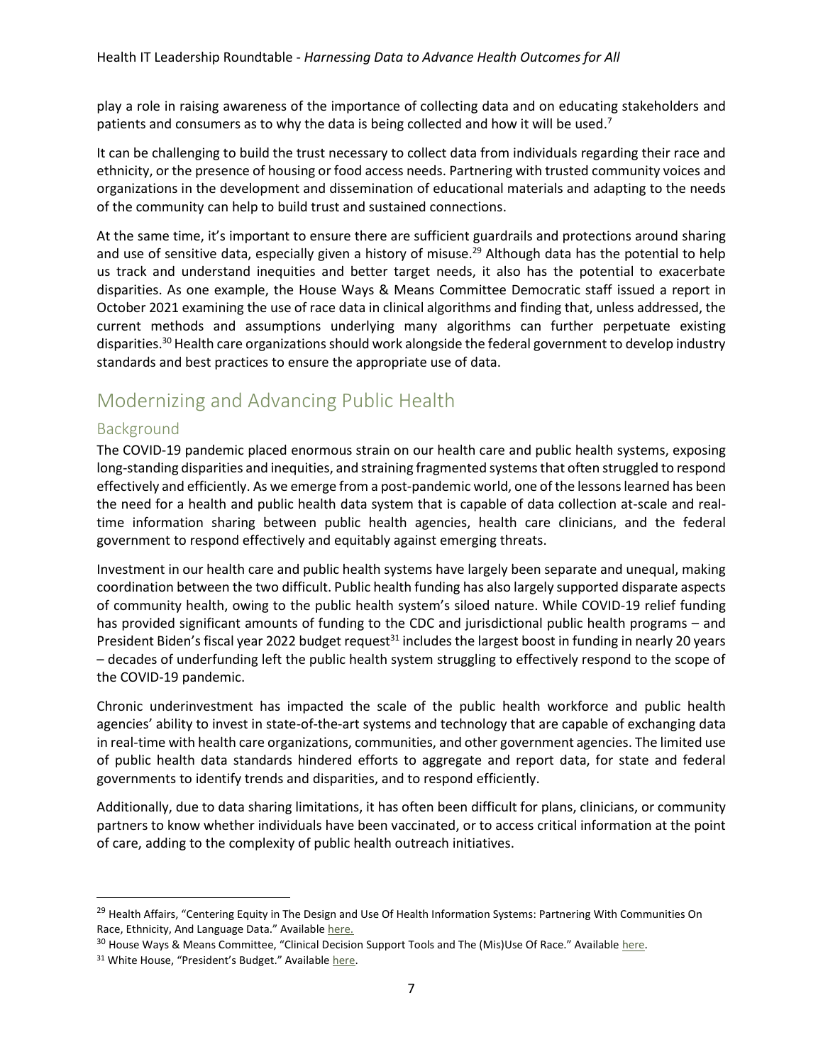play a role in raising awareness of the importance of collecting data and on educating stakeholders and patients and consumers as to why the data is being collected and how it will be used.[7]

It can be challenging to build the trust necessary to collect data from individuals regarding their race and ethnicity, or the presence of housing or food access needs. Partnering with trusted community voices and organizations in the development and dissemination of educational materials and adapting to the needs of the community can help to build trust and sustained connections.

At the same time, it's important to ensure there are sufficient guardrails and protections around sharing and use of sensitive data, especially given a history of misuse.[29] Although data has the potential to help us track and understand inequities and better target needs, it also has the potential to exacerbate disparities. As one example, the House Ways & Means Committee Democratic staff issued a report in October 2021 examining the use of race data in clinical algorithms and finding that, unless addressed, the current methods and assumptions underlying many algorithms can further perpetuate existing disparities.[30] Health care organizations should work alongside the federal government to develop industry standards and best practices to ensure the appropriate use of data.

## Modernizing and Advancing Public Health

### Background

The COVID-19 pandemic placed enormous strain on our health care and public health systems, exposing long-standing disparities and inequities, and straining fragmented systems that often struggled to respond effectively and efficiently. As we emerge from a post-pandemic world, one of the lessons learned has been the need for a health and public health data system that is capable of data collection at-scale and real-time information sharing between public health agencies, health care clinicians, and the federal government to respond effectively and equitably against emerging threats.

Investment in our health care and public health systems have largely been separate and unequal, making coordination between the two difficult. Public health funding has also largely supported disparate aspects of community health, owing to the public health system's siloed nature. While COVID-19 relief funding has provided significant amounts of funding to the CDC and jurisdictional public health programs – and President Biden's fiscal year 2022 budget request[31] includes the largest boost in funding in nearly 20 years – decades of underfunding left the public health system struggling to effectively respond to the scope of the COVID-19 pandemic.

Chronic underinvestment has impacted the scale of the public health workforce and public health agencies' ability to invest in state-of-the-art systems and technology that are capable of exchanging data in real-time with health care organizations, communities, and other government agencies. The limited use of public health data standards hindered efforts to aggregate and report data, for state and federal governments to identify trends and disparities, and to respond efficiently.

Additionally, due to data sharing limitations, it has often been difficult for plans, clinicians, or community partners to know whether individuals have been vaccinated, or to access critical information at the point of care, adding to the complexity of public health outreach initiatives.

---

[29] Health Affairs, "Centering Equity in The Design and Use Of Health Information Systems: Partnering With Communities On Race, Ethnicity, And Language Data." Available here.

[30] House Ways & Means Committee, "Clinical Decision Support Tools and The (Mis)Use Of Race." Available here.

[31] White House, "President's Budget." Available here.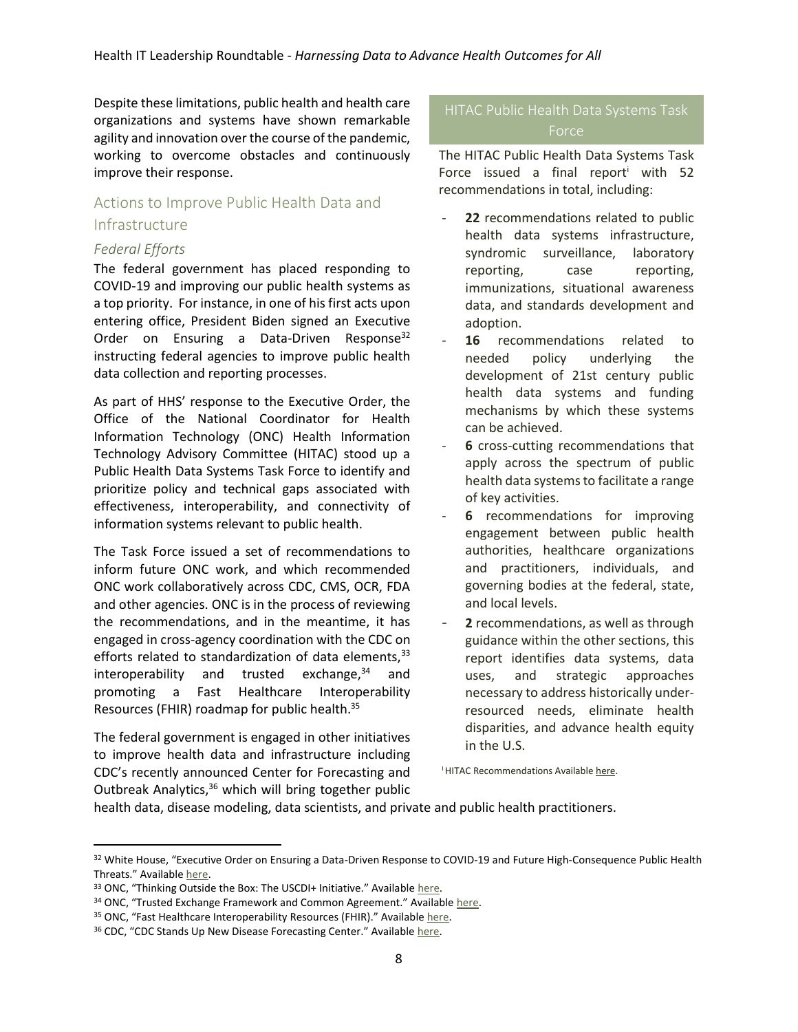Despite these limitations, public health and health care organizations and systems have shown remarkable agility and innovation over the course of the pandemic, working to overcome obstacles and continuously improve their response.

## Actions to Improve Public Health Data and Infrastructure

### *Federal Efforts*

The federal government has placed responding to COVID-19 and improving our public health systems as a top priority. For instance, in one of his first acts upon entering office, President Biden signed an Executive Order on Ensuring a Data-Driven Response[32] instructing federal agencies to improve public health data collection and reporting processes.

As part of HHS' response to the Executive Order, the Office of the National Coordinator for Health Information Technology (ONC) Health Information Technology Advisory Committee (HITAC) stood up a Public Health Data Systems Task Force to identify and prioritize policy and technical gaps associated with effectiveness, interoperability, and connectivity of information systems relevant to public health.

The Task Force issued a set of recommendations to inform future ONC work, and which recommended ONC work collaboratively across CDC, CMS, OCR, FDA and other agencies. ONC is in the process of reviewing the recommendations, and in the meantime, it has engaged in cross-agency coordination with the CDC on efforts related to standardization of data elements,[33] interoperability and trusted exchange,[34] and promoting a Fast Healthcare Interoperability Resources (FHIR) roadmap for public health.[35]

The federal government is engaged in other initiatives to improve health data and infrastructure including CDC's recently announced Center for Forecasting and Outbreak Analytics,[36] which will bring together public health data, disease modeling, data scientists, and private and public health practitioners.

> **HITAC Public Health Data Systems Task Force**
>
> The HITAC Public Health Data Systems Task Force issued a final report[i] with 52 recommendations in total, including:
>
> - **22** recommendations related to public health data systems infrastructure, syndromic surveillance, laboratory reporting, case reporting, immunizations, situational awareness data, and standards development and adoption.
> - **16** recommendations related to needed policy underlying the development of 21st century public health data systems and funding mechanisms by which these systems can be achieved.
> - **6** cross-cutting recommendations that apply across the spectrum of public health data systems to facilitate a range of key activities.
> - **6** recommendations for improving engagement between public health authorities, healthcare organizations and practitioners, individuals, and governing bodies at the federal, state, and local levels.
> - **2** recommendations, as well as through guidance within the other sections, this report identifies data systems, data uses, and strategic approaches necessary to address historically under-resourced needs, eliminate health disparities, and advance health equity in the U.S.
>
> [i] HITAC Recommendations Available here.

---

[32] White House, "Executive Order on Ensuring a Data-Driven Response to COVID-19 and Future High-Consequence Public Health Threats." Available here.

[33] ONC, "Thinking Outside the Box: The USCDI+ Initiative." Available here.

[34] ONC, "Trusted Exchange Framework and Common Agreement." Available here.

[35] ONC, "Fast Healthcare Interoperability Resources (FHIR)." Available here.

[36] CDC, "CDC Stands Up New Disease Forecasting Center." Available here.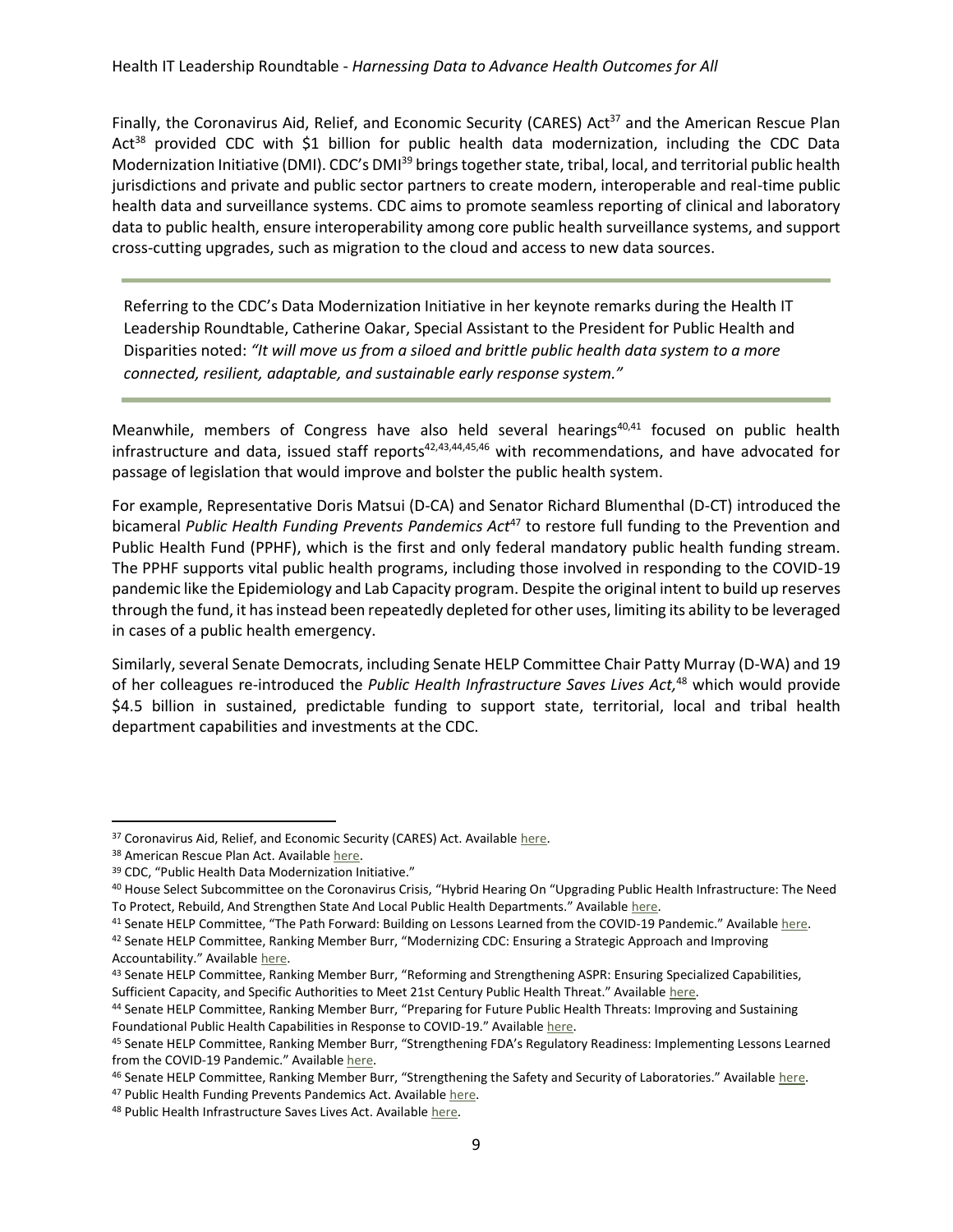Finally, the Coronavirus Aid, Relief, and Economic Security (CARES) Act[37] and the American Rescue Plan Act[38] provided CDC with $1 billion for public health data modernization, including the CDC Data Modernization Initiative (DMI). CDC's DMI[39] brings together state, tribal, local, and territorial public health jurisdictions and private and public sector partners to create modern, interoperable and real-time public health data and surveillance systems. CDC aims to promote seamless reporting of clinical and laboratory data to public health, ensure interoperability among core public health surveillance systems, and support cross-cutting upgrades, such as migration to the cloud and access to new data sources.

> Referring to the CDC's Data Modernization Initiative in her keynote remarks during the Health IT Leadership Roundtable, Catherine Oakar, Special Assistant to the President for Public Health and Disparities noted: *"It will move us from a siloed and brittle public health data system to a more connected, resilient, adaptable, and sustainable early response system."*

Meanwhile, members of Congress have also held several hearings[40,41] focused on public health infrastructure and data, issued staff reports[42,43,44,45,46] with recommendations, and have advocated for passage of legislation that would improve and bolster the public health system.

For example, Representative Doris Matsui (D-CA) and Senator Richard Blumenthal (D-CT) introduced the bicameral *Public Health Funding Prevents Pandemics Act*[47] to restore full funding to the Prevention and Public Health Fund (PPHF), which is the first and only federal mandatory public health funding stream. The PPHF supports vital public health programs, including those involved in responding to the COVID-19 pandemic like the Epidemiology and Lab Capacity program. Despite the original intent to build up reserves through the fund, it has instead been repeatedly depleted for other uses, limiting its ability to be leveraged in cases of a public health emergency.

Similarly, several Senate Democrats, including Senate HELP Committee Chair Patty Murray (D-WA) and 19 of her colleagues re-introduced the *Public Health Infrastructure Saves Lives Act,*[48] which would provide $4.5 billion in sustained, predictable funding to support state, territorial, local and tribal health department capabilities and investments at the CDC.

---

[37] Coronavirus Aid, Relief, and Economic Security (CARES) Act. Available here.

[38] American Rescue Plan Act. Available here.

[39] CDC, "Public Health Data Modernization Initiative."

[40] House Select Subcommittee on the Coronavirus Crisis, "Hybrid Hearing On "Upgrading Public Health Infrastructure: The Need To Protect, Rebuild, And Strengthen State And Local Public Health Departments." Available here.

[41] Senate HELP Committee, "The Path Forward: Building on Lessons Learned from the COVID-19 Pandemic." Available here.

[42] Senate HELP Committee, Ranking Member Burr, "Modernizing CDC: Ensuring a Strategic Approach and Improving Accountability." Available here.

[43] Senate HELP Committee, Ranking Member Burr, "Reforming and Strengthening ASPR: Ensuring Specialized Capabilities, Sufficient Capacity, and Specific Authorities to Meet 21st Century Public Health Threat." Available here.

[44] Senate HELP Committee, Ranking Member Burr, "Preparing for Future Public Health Threats: Improving and Sustaining Foundational Public Health Capabilities in Response to COVID-19." Available here.

[45] Senate HELP Committee, Ranking Member Burr, "Strengthening FDA's Regulatory Readiness: Implementing Lessons Learned from the COVID-19 Pandemic." Available here.

[46] Senate HELP Committee, Ranking Member Burr, "Strengthening the Safety and Security of Laboratories." Available here.

[47] Public Health Funding Prevents Pandemics Act. Available here.

[48] Public Health Infrastructure Saves Lives Act. Available here.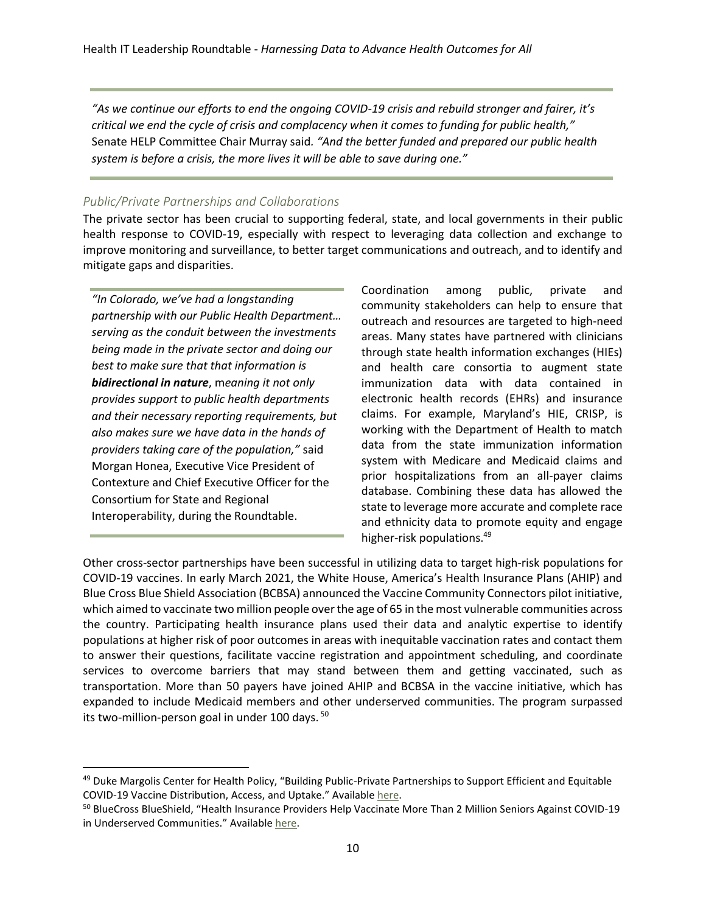*"As we continue our efforts to end the ongoing COVID-19 crisis and rebuild stronger and fairer, it's critical we end the cycle of crisis and complacency when it comes to funding for public health,"* Senate HELP Committee Chair Murray said. *"And the better funded and prepared our public health system is before a crisis, the more lives it will be able to save during one."*

### *Public/Private Partnerships and Collaborations*

The private sector has been crucial to supporting federal, state, and local governments in their public health response to COVID-19, especially with respect to leveraging data collection and exchange to improve monitoring and surveillance, to better target communications and outreach, and to identify and mitigate gaps and disparities.

*"In Colorado, we've had a longstanding partnership with our Public Health Department… serving as the conduit between the investments being made in the private sector and doing our best to make sure that that information is* ***bidirectional in nature****, meaning it not only provides support to public health departments and their necessary reporting requirements, but also makes sure we have data in the hands of providers taking care of the population,"* said Morgan Honea, Executive Vice President of Contexture and Chief Executive Officer for the Consortium for State and Regional Interoperability, during the Roundtable.

Coordination among public, private and community stakeholders can help to ensure that outreach and resources are targeted to high-need areas. Many states have partnered with clinicians through state health information exchanges (HIEs) and health care consortia to augment state immunization data with data contained in electronic health records (EHRs) and insurance claims. For example, Maryland's HIE, CRISP, is working with the Department of Health to match data from the state immunization information system with Medicare and Medicaid claims and prior hospitalizations from an all-payer claims database. Combining these data has allowed the state to leverage more accurate and complete race and ethnicity data to promote equity and engage higher-risk populations.[49]

Other cross-sector partnerships have been successful in utilizing data to target high-risk populations for COVID-19 vaccines. In early March 2021, the White House, America's Health Insurance Plans (AHIP) and Blue Cross Blue Shield Association (BCBSA) announced the Vaccine Community Connectors pilot initiative, which aimed to vaccinate two million people over the age of 65 in the most vulnerable communities across the country. Participating health insurance plans used their data and analytic expertise to identify populations at higher risk of poor outcomes in areas with inequitable vaccination rates and contact them to answer their questions, facilitate vaccine registration and appointment scheduling, and coordinate services to overcome barriers that may stand between them and getting vaccinated, such as transportation. More than 50 payers have joined AHIP and BCBSA in the vaccine initiative, which has expanded to include Medicaid members and other underserved communities. The program surpassed its two-million-person goal in under 100 days.[50]

---

[49] Duke Margolis Center for Health Policy, "Building Public-Private Partnerships to Support Efficient and Equitable COVID-19 Vaccine Distribution, Access, and Uptake." Available here.

[50] BlueCross BlueShield, "Health Insurance Providers Help Vaccinate More Than 2 Million Seniors Against COVID-19 in Underserved Communities." Available here.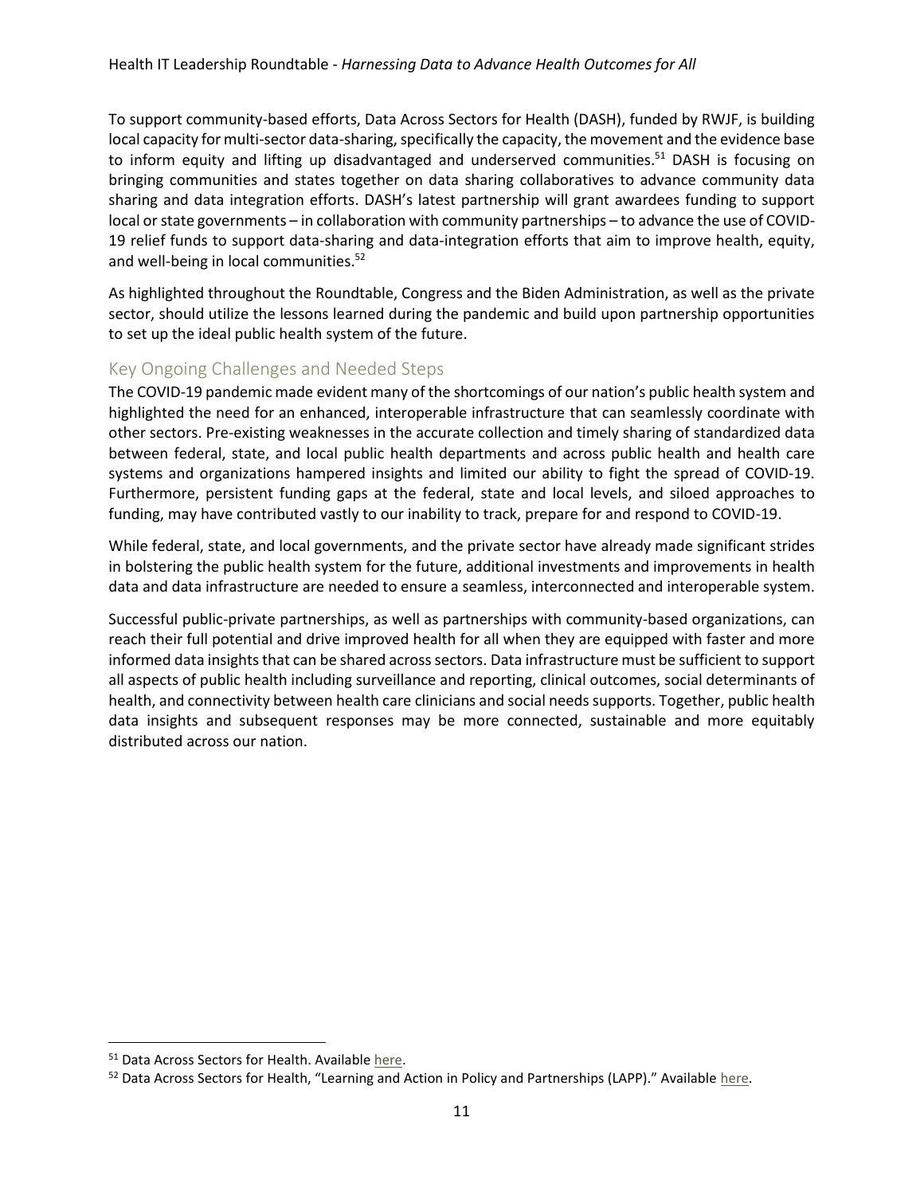To support community-based efforts, Data Across Sectors for Health (DASH), funded by RWJF, is building local capacity for multi-sector data-sharing, specifically the capacity, the movement and the evidence base to inform equity and lifting up disadvantaged and underserved communities.[51] DASH is focusing on bringing communities and states together on data sharing collaboratives to advance community data sharing and data integration efforts. DASH's latest partnership will grant awardees funding to support local or state governments – in collaboration with community partnerships – to advance the use of COVID-19 relief funds to support data-sharing and data-integration efforts that aim to improve health, equity, and well-being in local communities.[52]

As highlighted throughout the Roundtable, Congress and the Biden Administration, as well as the private sector, should utilize the lessons learned during the pandemic and build upon partnership opportunities to set up the ideal public health system of the future.

## Key Ongoing Challenges and Needed Steps

The COVID-19 pandemic made evident many of the shortcomings of our nation's public health system and highlighted the need for an enhanced, interoperable infrastructure that can seamlessly coordinate with other sectors. Pre-existing weaknesses in the accurate collection and timely sharing of standardized data between federal, state, and local public health departments and across public health and health care systems and organizations hampered insights and limited our ability to fight the spread of COVID-19. Furthermore, persistent funding gaps at the federal, state and local levels, and siloed approaches to funding, may have contributed vastly to our inability to track, prepare for and respond to COVID-19.

While federal, state, and local governments, and the private sector have already made significant strides in bolstering the public health system for the future, additional investments and improvements in health data and data infrastructure are needed to ensure a seamless, interconnected and interoperable system.

Successful public-private partnerships, as well as partnerships with community-based organizations, can reach their full potential and drive improved health for all when they are equipped with faster and more informed data insights that can be shared across sectors. Data infrastructure must be sufficient to support all aspects of public health including surveillance and reporting, clinical outcomes, social determinants of health, and connectivity between health care clinicians and social needs supports. Together, public health data insights and subsequent responses may be more connected, sustainable and more equitably distributed across our nation.

---

[51] Data Across Sectors for Health. Available here.

[52] Data Across Sectors for Health, "Learning and Action in Policy and Partnerships (LAPP)." Available here.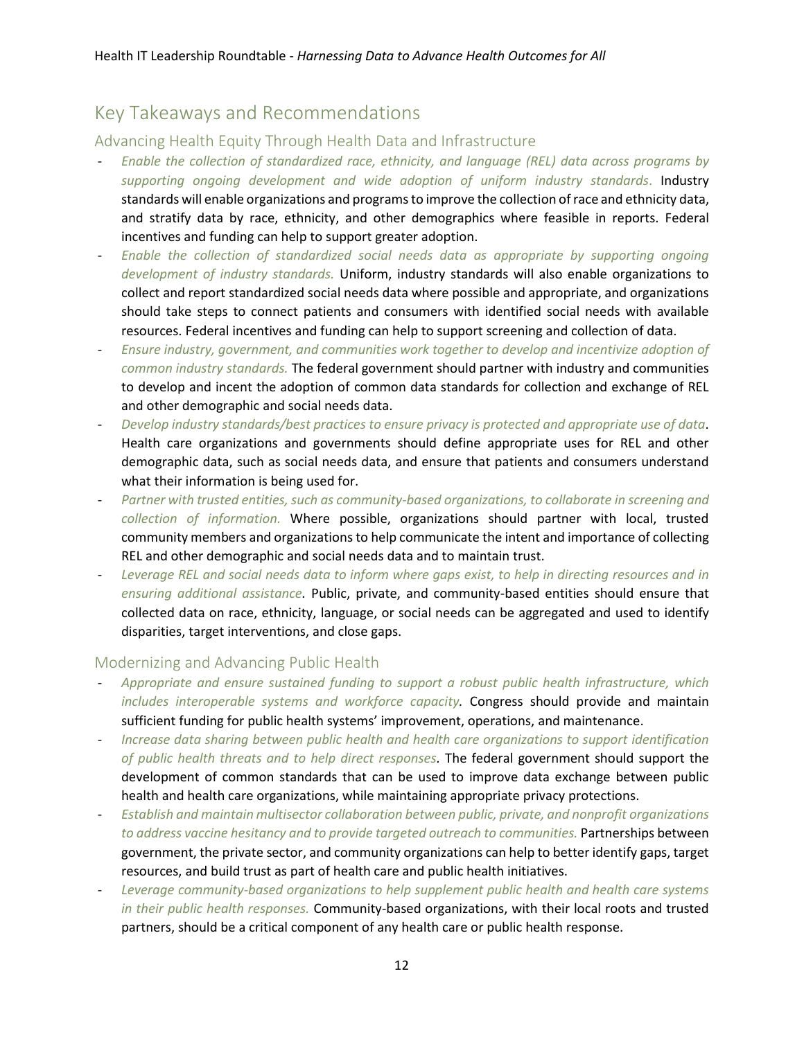# Key Takeaways and Recommendations

## Advancing Health Equity Through Health Data and Infrastructure

- *Enable the collection of standardized race, ethnicity, and language (REL) data across programs by supporting ongoing development and wide adoption of uniform industry standards.* Industry standards will enable organizations and programs to improve the collection of race and ethnicity data, and stratify data by race, ethnicity, and other demographics where feasible in reports. Federal incentives and funding can help to support greater adoption.
- *Enable the collection of standardized social needs data as appropriate by supporting ongoing development of industry standards.* Uniform, industry standards will also enable organizations to collect and report standardized social needs data where possible and appropriate, and organizations should take steps to connect patients and consumers with identified social needs with available resources. Federal incentives and funding can help to support screening and collection of data.
- *Ensure industry, government, and communities work together to develop and incentivize adoption of common industry standards.* The federal government should partner with industry and communities to develop and incent the adoption of common data standards for collection and exchange of REL and other demographic and social needs data.
- *Develop industry standards/best practices to ensure privacy is protected and appropriate use of data*. Health care organizations and governments should define appropriate uses for REL and other demographic data, such as social needs data, and ensure that patients and consumers understand what their information is being used for.
- *Partner with trusted entities, such as community-based organizations, to collaborate in screening and collection of information.* Where possible, organizations should partner with local, trusted community members and organizations to help communicate the intent and importance of collecting REL and other demographic and social needs data and to maintain trust.
- *Leverage REL and social needs data to inform where gaps exist, to help in directing resources and in ensuring additional assistance*. Public, private, and community-based entities should ensure that collected data on race, ethnicity, language, or social needs can be aggregated and used to identify disparities, target interventions, and close gaps.

## Modernizing and Advancing Public Health

- *Appropriate and ensure sustained funding to support a robust public health infrastructure, which includes interoperable systems and workforce capacity.* Congress should provide and maintain sufficient funding for public health systems' improvement, operations, and maintenance.
- *Increase data sharing between public health and health care organizations to support identification of public health threats and to help direct responses.* The federal government should support the development of common standards that can be used to improve data exchange between public health and health care organizations, while maintaining appropriate privacy protections.
- *Establish and maintain multisector collaboration between public, private, and nonprofit organizations to address vaccine hesitancy and to provide targeted outreach to communities.* Partnerships between government, the private sector, and community organizations can help to better identify gaps, target resources, and build trust as part of health care and public health initiatives.
- *Leverage community-based organizations to help supplement public health and health care systems in their public health responses.* Community-based organizations, with their local roots and trusted partners, should be a critical component of any health care or public health response.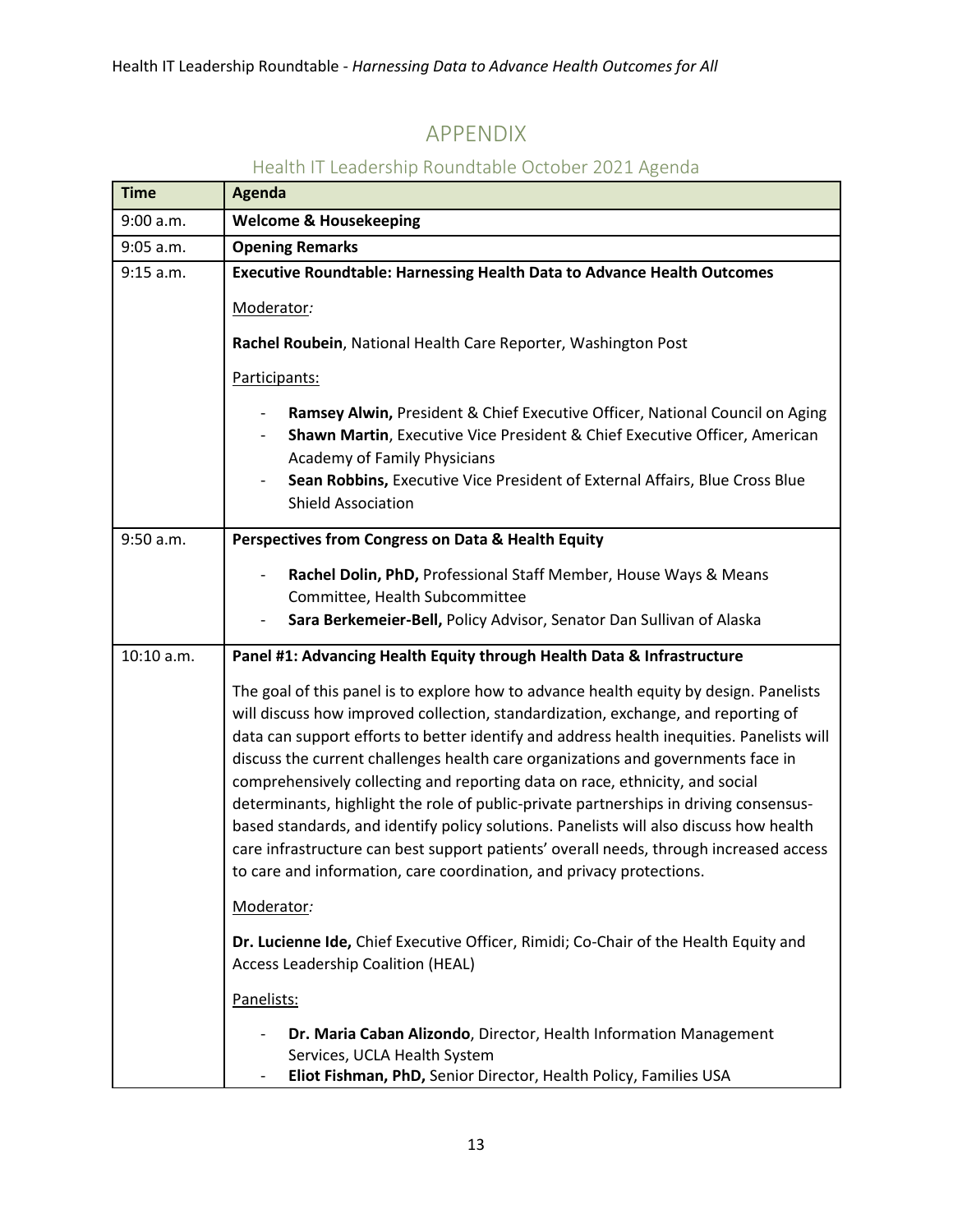# APPENDIX

## Health IT Leadership Roundtable October 2021 Agenda

| Time | Agenda |
|---|---|
| 9:00 a.m. | **Welcome & Housekeeping** |
| 9:05 a.m. | **Opening Remarks** |
| 9:15 a.m. | **Executive Roundtable: Harnessing Health Data to Advance Health Outcomes**<br><br>Moderator*:*<br><br>**Rachel Roubein**, National Health Care Reporter, Washington Post<br><br>Participants:<br><br>- **Ramsey Alwin,** President & Chief Executive Officer, National Council on Aging<br>- **Shawn Martin**, Executive Vice President & Chief Executive Officer, American Academy of Family Physicians<br>- **Sean Robbins,** Executive Vice President of External Affairs, Blue Cross Blue Shield Association |
| 9:50 a.m. | **Perspectives from Congress on Data & Health Equity**<br><br>- **Rachel Dolin, PhD,** Professional Staff Member, House Ways & Means Committee, Health Subcommittee<br>- **Sara Berkemeier-Bell,** Policy Advisor, Senator Dan Sullivan of Alaska |
| 10:10 a.m. | **Panel #1: Advancing Health Equity through Health Data & Infrastructure**<br><br>The goal of this panel is to explore how to advance health equity by design. Panelists will discuss how improved collection, standardization, exchange, and reporting of data can support efforts to better identify and address health inequities. Panelists will discuss the current challenges health care organizations and governments face in comprehensively collecting and reporting data on race, ethnicity, and social determinants, highlight the role of public-private partnerships in driving consensus-based standards, and identify policy solutions. Panelists will also discuss how health care infrastructure can best support patients' overall needs, through increased access to care and information, care coordination, and privacy protections.<br><br>Moderator*:*<br><br>**Dr. Lucienne Ide,** Chief Executive Officer, Rimidi; Co-Chair of the Health Equity and Access Leadership Coalition (HEAL)<br><br>Panelists:<br><br>- **Dr. Maria Caban Alizondo**, Director, Health Information Management Services, UCLA Health System<br>- **Eliot Fishman, PhD,** Senior Director, Health Policy, Families USA |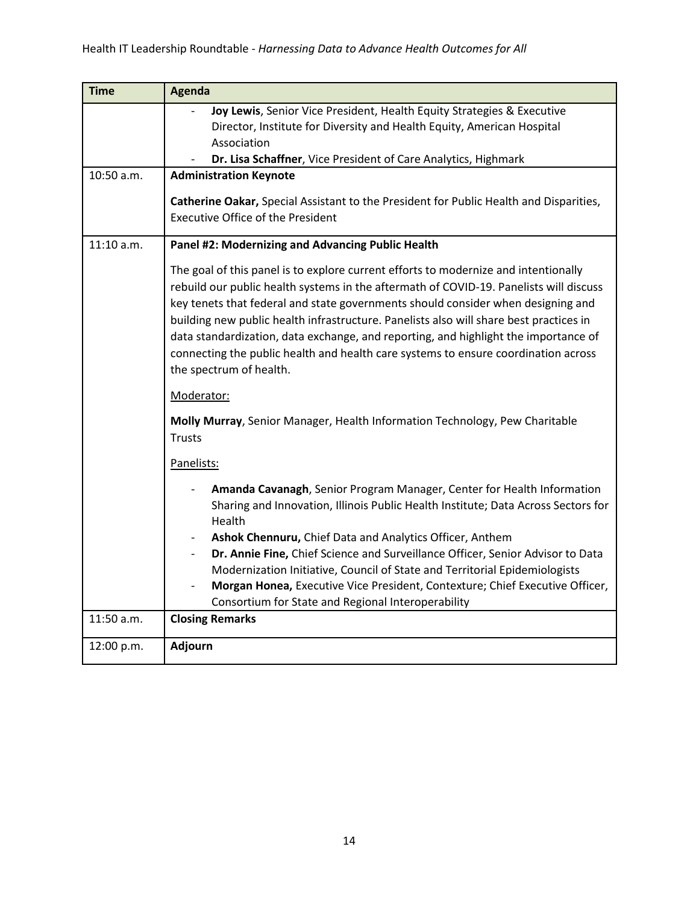| Time | Agenda |
|---|---|
| | - **Joy Lewis**, Senior Vice President, Health Equity Strategies & Executive Director, Institute for Diversity and Health Equity, American Hospital Association<br>- **Dr. Lisa Schaffner**, Vice President of Care Analytics, Highmark |
| 10:50 a.m. | **Administration Keynote**<br><br>**Catherine Oakar,** Special Assistant to the President for Public Health and Disparities, Executive Office of the President |
| 11:10 a.m. | **Panel #2: Modernizing and Advancing Public Health**<br><br>The goal of this panel is to explore current efforts to modernize and intentionally rebuild our public health systems in the aftermath of COVID-19. Panelists will discuss key tenets that federal and state governments should consider when designing and building new public health infrastructure. Panelists also will share best practices in data standardization, data exchange, and reporting, and highlight the importance of connecting the public health and health care systems to ensure coordination across the spectrum of health.<br><br><u>Moderator:</u><br><br>**Molly Murray**, Senior Manager, Health Information Technology, Pew Charitable Trusts<br><br><u>Panelists:</u><br><br>- **Amanda Cavanagh**, Senior Program Manager, Center for Health Information Sharing and Innovation, Illinois Public Health Institute; Data Across Sectors for Health<br>- **Ashok Chennuru,** Chief Data and Analytics Officer, Anthem<br>- **Dr. Annie Fine,** Chief Science and Surveillance Officer, Senior Advisor to Data Modernization Initiative, Council of State and Territorial Epidemiologists<br>- **Morgan Honea,** Executive Vice President, Contexture; Chief Executive Officer, Consortium for State and Regional Interoperability |
| 11:50 a.m. | **Closing Remarks** |
| 12:00 p.m. | **Adjourn** |